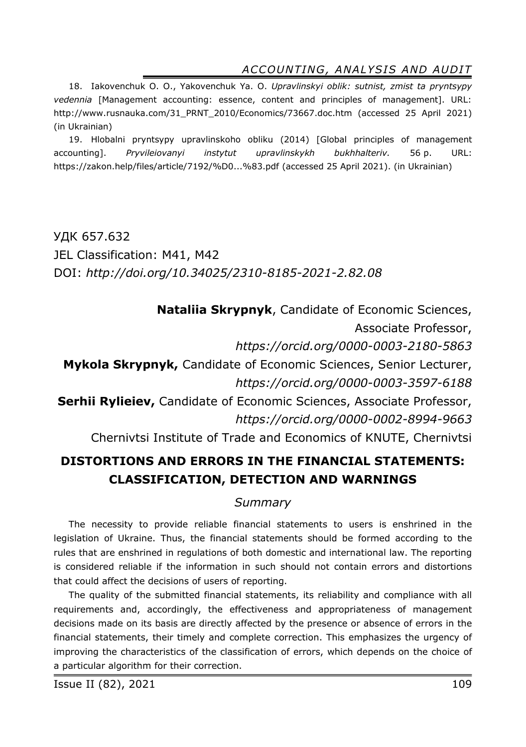18. Iakovenchuk O. O., Yakovenchuk Ya. O. *Upravlinskyi oblik: sutnist, zmist ta pryntsypy vedennia* [Management accounting: essence, content and principles of management]. URL: http://www.rusnauka.com/31_PRNT_2010/Economics/73667.doc.htm (accessed 25 April 2021) (in Ukrainian)

19. Hlobalni pryntsypy upravlinskoho obliku (2014) [Global principles of management accounting]. *Pryvileiovanyi instytut upravlinskykh bukhhalteriv.* 56 p. URL: https://zakon.help/files/article/7192/%D0...%83.pdf (accessed 25 April 2021). (in Ukrainian)

УДК 657.632

JEL Classification: M41, M42

DOI: *http://doi.org/10.34025/2310-8185-2021-2.82.08*

**Nataliia Skrypnyk**, Candidate of Economic Sciences, Associate Professor,
*https://orcid.org/0000-0003-2180-5863*

**Mykola Skrypnyk,** Candidate of Economic Sciences, Senior Lecturer,
*https://orcid.org/0000-0003-3597-6188*

**Serhii Rylieiev,** Candidate of Economic Sciences, Associate Professor,
*https://orcid.org/0000-0002-8994-9663*

Chernivtsi Institute of Trade and Economics of KNUTE, Chernivtsi

# DISTORTIONS AND ERRORS IN THE FINANCIAL STATEMENTS: CLASSIFICATION, DETECTION AND WARNINGS

## *Summary*

The necessity to provide reliable financial statements to users is enshrined in the legislation of Ukraine. Thus, the financial statements should be formed according to the rules that are enshrined in regulations of both domestic and international law. The reporting is considered reliable if the information in such should not contain errors and distortions that could affect the decisions of users of reporting.

The quality of the submitted financial statements, its reliability and compliance with all requirements and, accordingly, the effectiveness and appropriateness of management decisions made on its basis are directly affected by the presence or absence of errors in the financial statements, their timely and complete correction. This emphasizes the urgency of improving the characteristics of the classification of errors, which depends on the choice of a particular algorithm for their correction.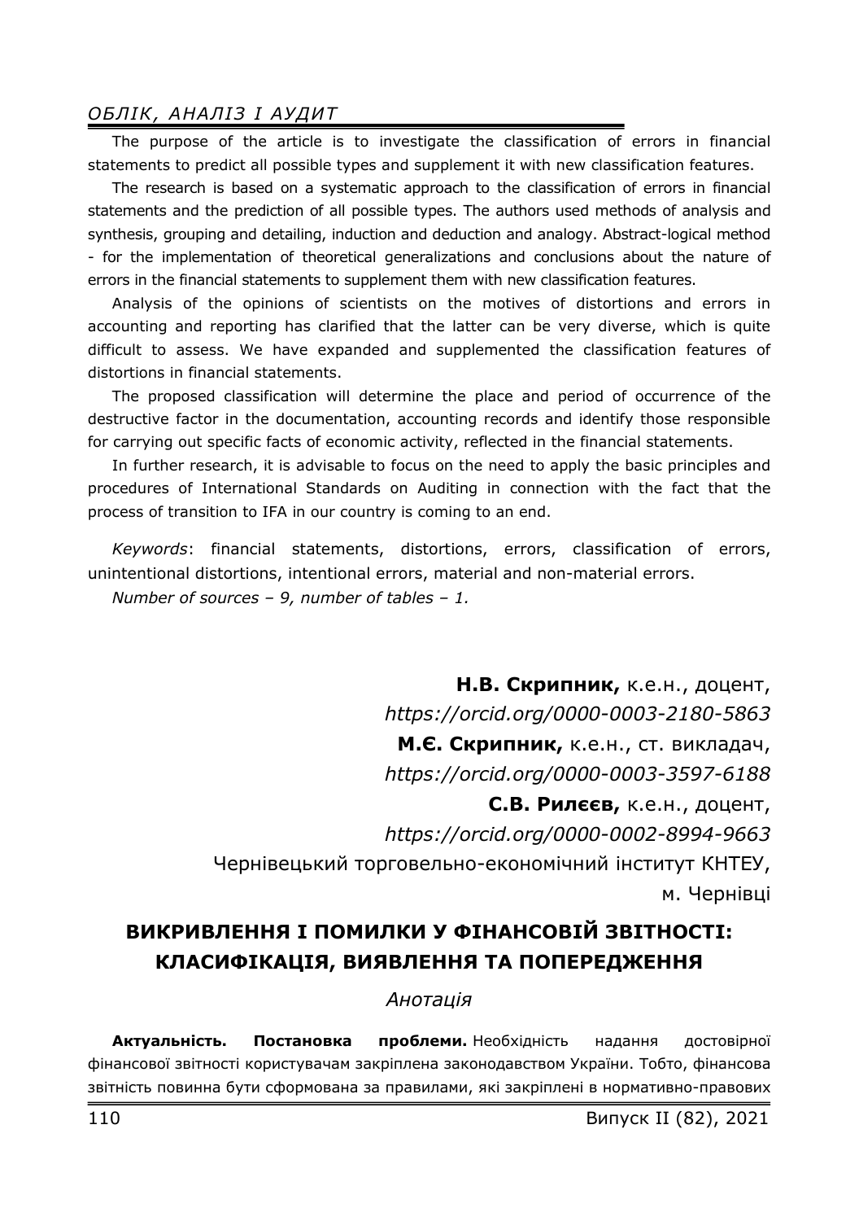The purpose of the article is to investigate the classification of errors in financial statements to predict all possible types and supplement it with new classification features.

The research is based on a systematic approach to the classification of errors in financial statements and the prediction of all possible types. The authors used methods of analysis and synthesis, grouping and detailing, induction and deduction and analogy. Abstract-logical method - for the implementation of theoretical generalizations and conclusions about the nature of errors in the financial statements to supplement them with new classification features.

Analysis of the opinions of scientists on the motives of distortions and errors in accounting and reporting has clarified that the latter can be very diverse, which is quite difficult to assess. We have expanded and supplemented the classification features of distortions in financial statements.

The proposed classification will determine the place and period of occurrence of the destructive factor in the documentation, accounting records and identify those responsible for carrying out specific facts of economic activity, reflected in the financial statements.

In further research, it is advisable to focus on the need to apply the basic principles and procedures of International Standards on Auditing in connection with the fact that the process of transition to IFA in our country is coming to an end.

*Keywords*: financial statements, distortions, errors, classification of errors, unintentional distortions, intentional errors, material and non-material errors.

*Number of sources – 9, number of tables – 1.*

**Н.В. Скрипник,** к.е.н., доцент,
*https://orcid.org/0000-0003-2180-5863*
**М.Є. Скрипник,** к.е.н., ст. викладач,
*https://orcid.org/0000-0003-3597-6188*
**С.В. Рилєєв,** к.е.н., доцент,
*https://orcid.org/0000-0002-8994-9663*
Чернівецький торговельно-економічний інститут КНТЕУ,
м. Чернівці

# ВИКРИВЛЕННЯ І ПОМИЛКИ У ФІНАНСОВІЙ ЗВІТНОСТІ: КЛАСИФІКАЦІЯ, ВИЯВЛЕННЯ ТА ПОПЕРЕДЖЕННЯ

*Анотація*

**Актуальність. Постановка проблеми.** Необхідність надання достовірної фінансової звітності користувачам закріплена законодавством України. Тобто, фінансова звітність повинна бути сформована за правилами, які закріплені в нормативно-правових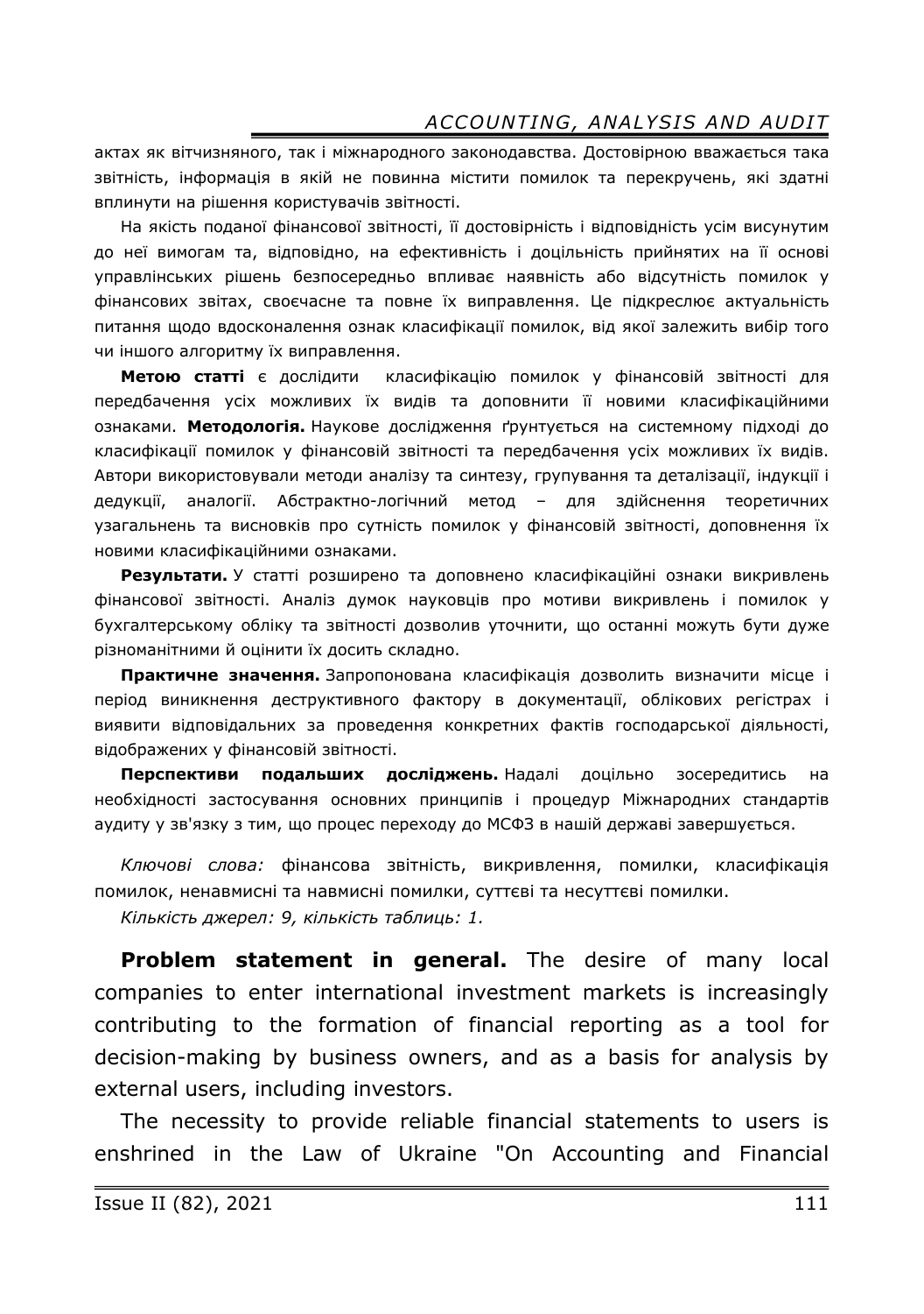актах як вітчизняного, так і міжнародного законодавства. Достовірною вважається така звітність, інформація в якій не повинна містити помилок та перекручень, які здатні вплинути на рішення користувачів звітності.

На якість поданої фінансової звітності, її достовірність і відповідність усім висунутим до неї вимогам та, відповідно, на ефективність і доцільність прийнятих на її основі управлінських рішень безпосередньо впливає наявність або відсутність помилок у фінансових звітах, своєчасне та повне їх виправлення. Це підкреслює актуальність питання щодо вдосконалення ознак класифікації помилок, від якої залежить вибір того чи іншого алгоритму їх виправлення.

**Метою статті** є дослідити класифікацію помилок у фінансовій звітності для передбачення усіх можливих їх видів та доповнити її новими класифікаційними ознаками. **Методологія.** Наукове дослідження ґрунтується на системному підході до класифікації помилок у фінансовій звітності та передбачення усіх можливих їх видів. Автори використовували методи аналізу та синтезу, групування та деталізації, індукції і дедукції, аналогії. Абстрактно-логічний метод – для здійснення теоретичних узагальнень та висновків про сутність помилок у фінансовій звітності, доповнення їх новими класифікаційними ознаками.

**Результати.** У статті розширено та доповнено класифікаційні ознаки викривлень фінансової звітності. Аналіз думок науковців про мотиви викривлень і помилок у бухгалтерському обліку та звітності дозволив уточнити, що останні можуть бути дуже різноманітними й оцінити їх досить складно.

**Практичне значення.** Запропонована класифікація дозволить визначити місце і період виникнення деструктивного фактору в документації, облікових регістрах і виявити відповідальних за проведення конкретних фактів господарської діяльності, відображених у фінансовій звітності.

**Перспективи подальших досліджень.** Надалі доцільно зосередитись на необхідності застосування основних принципів і процедур Міжнародних стандартів аудиту у зв'язку з тим, що процес переходу до МСФЗ в нашій державі завершується.

*Ключові слова:* фінансова звітність, викривлення, помилки, класифікація помилок, ненавмисні та навмисні помилки, суттєві та несуттєві помилки.

*Кількість джерел: 9, кількість таблиць: 1.*

**Problem statement in general.** The desire of many local companies to enter international investment markets is increasingly contributing to the formation of financial reporting as a tool for decision-making by business owners, and as a basis for analysis by external users, including investors.

The necessity to provide reliable financial statements to users is enshrined in the Law of Ukraine "On Accounting and Financial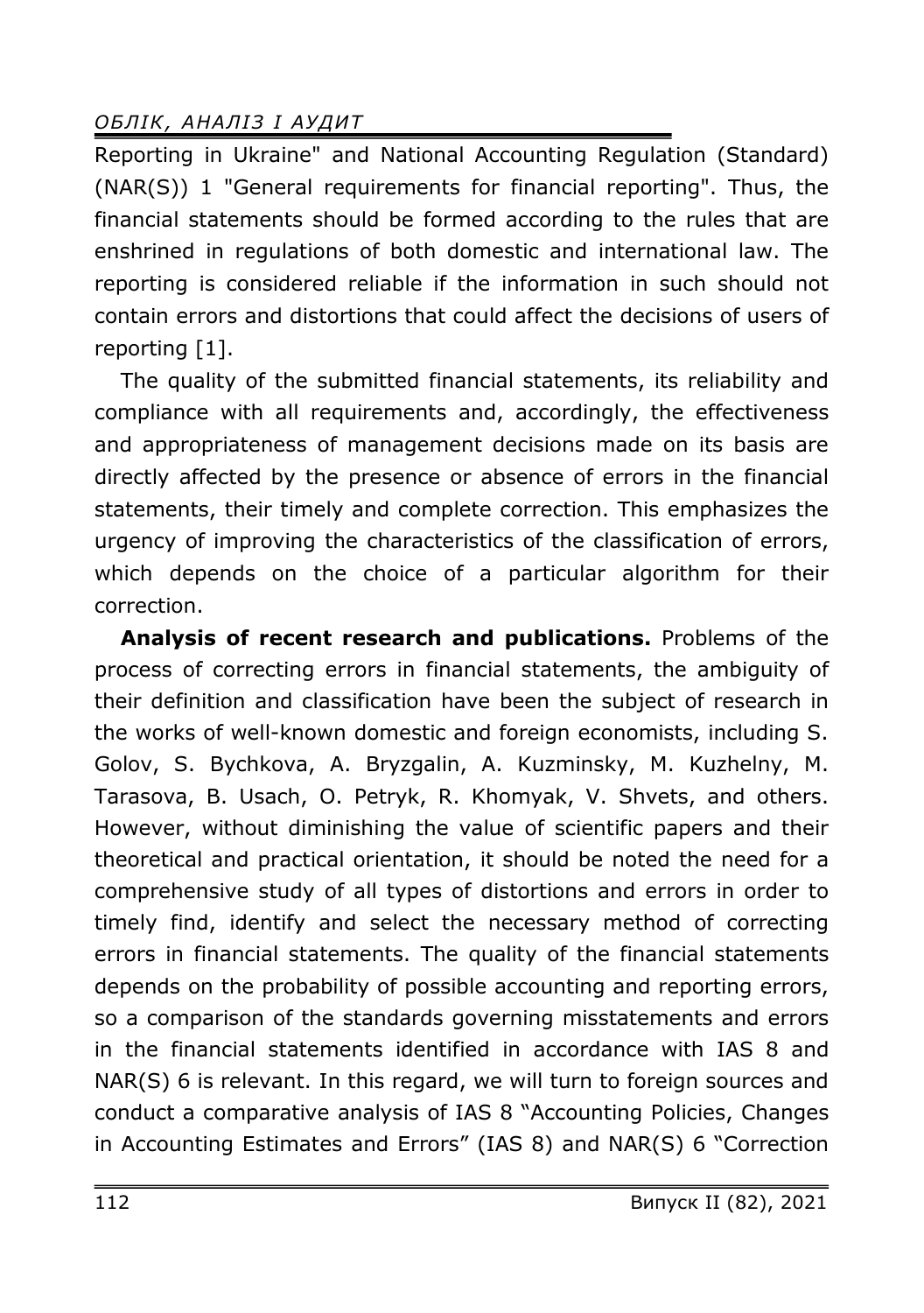Reporting in Ukraine" and National Accounting Regulation (Standard) (NAR(S)) 1 "General requirements for financial reporting". Thus, the financial statements should be formed according to the rules that are enshrined in regulations of both domestic and international law. The reporting is considered reliable if the information in such should not contain errors and distortions that could affect the decisions of users of reporting [1].

The quality of the submitted financial statements, its reliability and compliance with all requirements and, accordingly, the effectiveness and appropriateness of management decisions made on its basis are directly affected by the presence or absence of errors in the financial statements, their timely and complete correction. This emphasizes the urgency of improving the characteristics of the classification of errors, which depends on the choice of a particular algorithm for their correction.

**Analysis of recent research and publications.** Problems of the process of correcting errors in financial statements, the ambiguity of their definition and classification have been the subject of research in the works of well-known domestic and foreign economists, including S. Golov, S. Bychkova, A. Bryzgalin, A. Kuzminsky, M. Kuzhelny, M. Tarasova, B. Usach, O. Petryk, R. Khomyak, V. Shvets, and others. However, without diminishing the value of scientific papers and their theoretical and practical orientation, it should be noted the need for a comprehensive study of all types of distortions and errors in order to timely find, identify and select the necessary method of correcting errors in financial statements. The quality of the financial statements depends on the probability of possible accounting and reporting errors, so a comparison of the standards governing misstatements and errors in the financial statements identified in accordance with IAS 8 and NAR(S) 6 is relevant. In this regard, we will turn to foreign sources and conduct a comparative analysis of IAS 8 "Accounting Policies, Changes in Accounting Estimates and Errors" (IAS 8) and NAR(S) 6 "Correction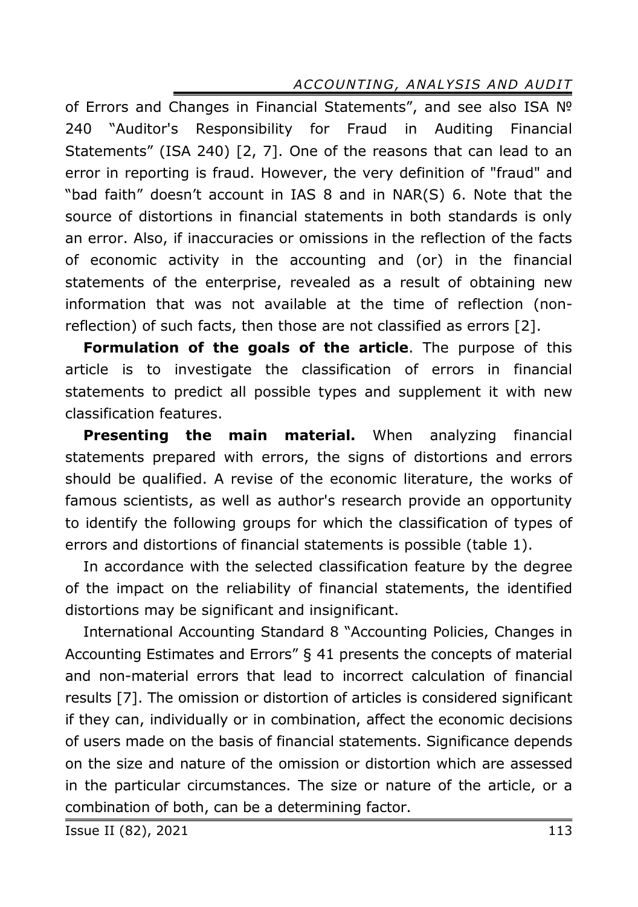of Errors and Changes in Financial Statements", and see also ISA № 240 "Auditor's Responsibility for Fraud in Auditing Financial Statements" (ISA 240) [2, 7]. One of the reasons that can lead to an error in reporting is fraud. However, the very definition of "fraud" and "bad faith" doesn't account in IAS 8 and in NAR(S) 6. Note that the source of distortions in financial statements in both standards is only an error. Also, if inaccuracies or omissions in the reflection of the facts of economic activity in the accounting and (or) in the financial statements of the enterprise, revealed as a result of obtaining new information that was not available at the time of reflection (non-reflection) of such facts, then those are not classified as errors [2].

**Formulation of the goals of the article**. The purpose of this article is to investigate the classification of errors in financial statements to predict all possible types and supplement it with new classification features.

**Presenting the main material.** When analyzing financial statements prepared with errors, the signs of distortions and errors should be qualified. A revise of the economic literature, the works of famous scientists, as well as author's research provide an opportunity to identify the following groups for which the classification of types of errors and distortions of financial statements is possible (table 1).

In accordance with the selected classification feature by the degree of the impact on the reliability of financial statements, the identified distortions may be significant and insignificant.

International Accounting Standard 8 "Accounting Policies, Changes in Accounting Estimates and Errors" § 41 presents the concepts of material and non-material errors that lead to incorrect calculation of financial results [7]. The omission or distortion of articles is considered significant if they can, individually or in combination, affect the economic decisions of users made on the basis of financial statements. Significance depends on the size and nature of the omission or distortion which are assessed in the particular circumstances. The size or nature of the article, or a combination of both, can be a determining factor.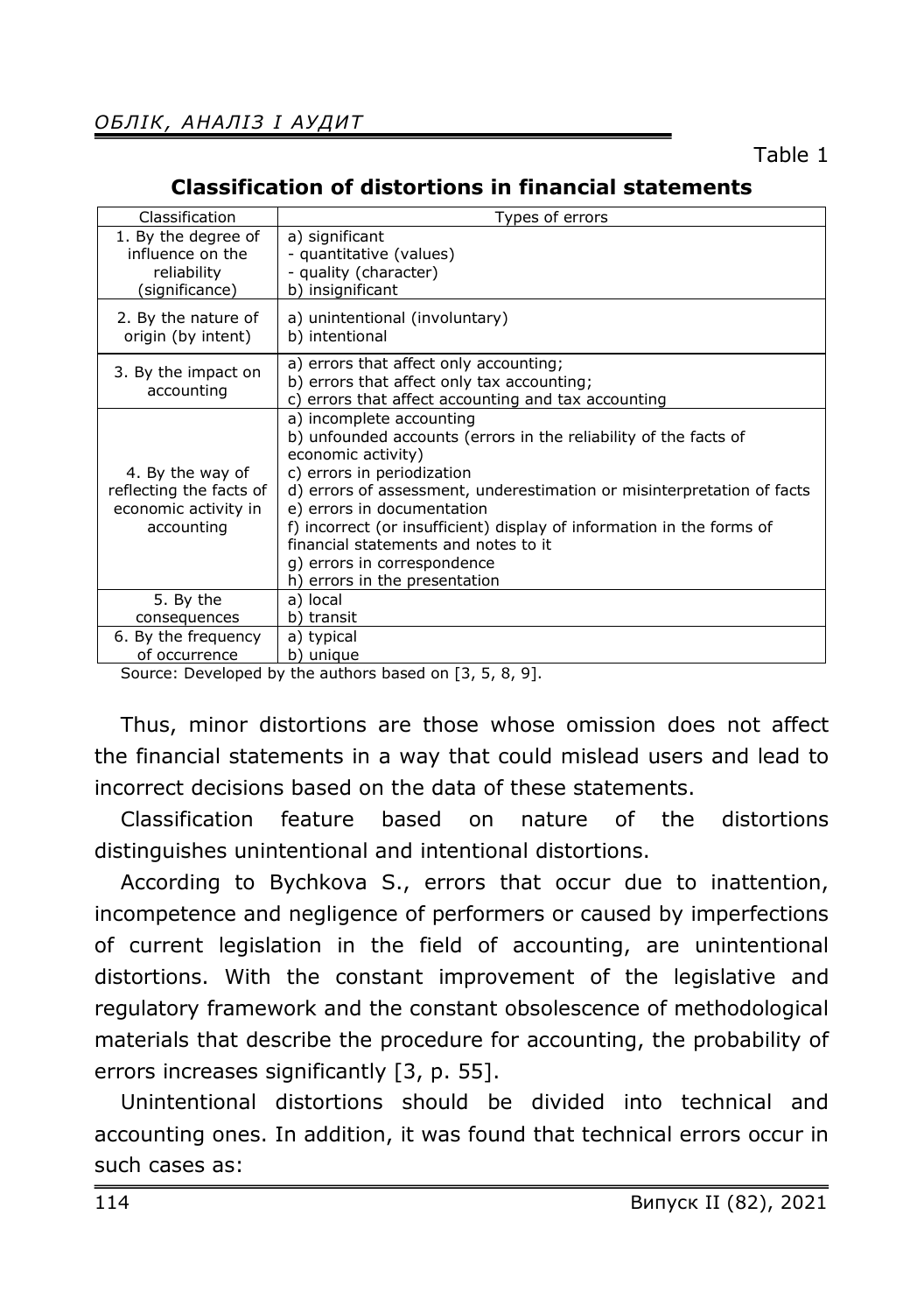Table 1

**Classification of distortions in financial statements**

| Classification | Types of errors |
|---|---|
| 1. By the degree of influence on the reliability (significance) | a) significant<br>- quantitative (values)<br>- quality (character)<br>b) insignificant |
| 2. By the nature of origin (by intent) | a) unintentional (involuntary)<br>b) intentional |
| 3. By the impact on accounting | a) errors that affect only accounting;<br>b) errors that affect only tax accounting;<br>c) errors that affect accounting and tax accounting |
| 4. By the way of reflecting the facts of economic activity in accounting | a) incomplete accounting<br>b) unfounded accounts (errors in the reliability of the facts of economic activity)<br>c) errors in periodization<br>d) errors of assessment, underestimation or misinterpretation of facts<br>e) errors in documentation<br>f) incorrect (or insufficient) display of information in the forms of financial statements and notes to it<br>g) errors in correspondence<br>h) errors in the presentation |
| 5. By the consequences | a) local<br>b) transit |
| 6. By the frequency of occurrence | a) typical<br>b) unique |

Source: Developed by the authors based on [3, 5, 8, 9].

Thus, minor distortions are those whose omission does not affect the financial statements in a way that could mislead users and lead to incorrect decisions based on the data of these statements.

Classification feature based on nature of the distortions distinguishes unintentional and intentional distortions.

According to Bychkova S., errors that occur due to inattention, incompetence and negligence of performers or caused by imperfections of current legislation in the field of accounting, are unintentional distortions. With the constant improvement of the legislative and regulatory framework and the constant obsolescence of methodological materials that describe the procedure for accounting, the probability of errors increases significantly [3, p. 55].

Unintentional distortions should be divided into technical and accounting ones. In addition, it was found that technical errors occur in such cases as: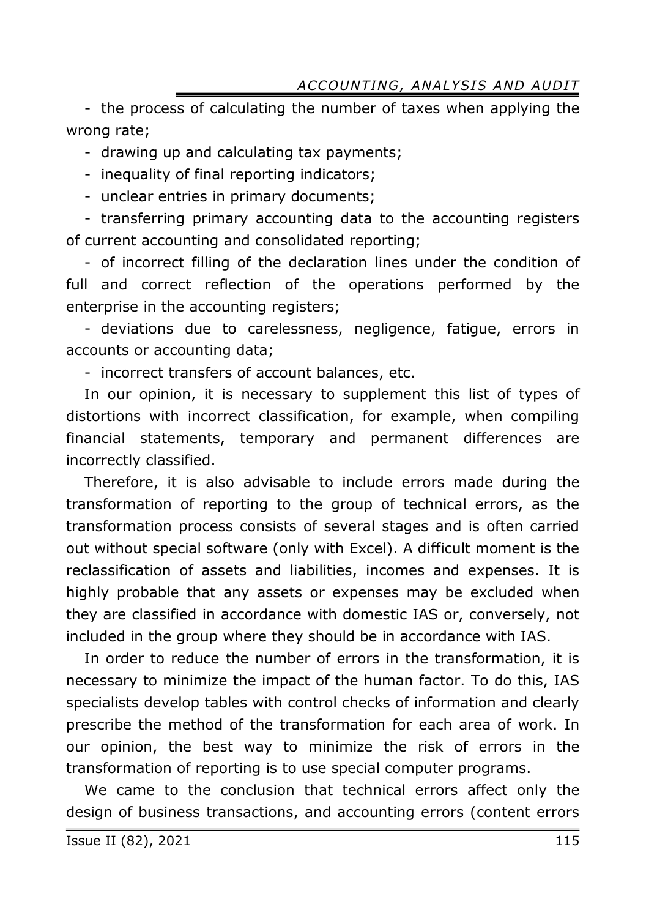- the process of calculating the number of taxes when applying the wrong rate;
- drawing up and calculating tax payments;
- inequality of final reporting indicators;
- unclear entries in primary documents;
- transferring primary accounting data to the accounting registers of current accounting and consolidated reporting;
- of incorrect filling of the declaration lines under the condition of full and correct reflection of the operations performed by the enterprise in the accounting registers;
- deviations due to carelessness, negligence, fatigue, errors in accounts or accounting data;
- incorrect transfers of account balances, etc.

In our opinion, it is necessary to supplement this list of types of distortions with incorrect classification, for example, when compiling financial statements, temporary and permanent differences are incorrectly classified.

Therefore, it is also advisable to include errors made during the transformation of reporting to the group of technical errors, as the transformation process consists of several stages and is often carried out without special software (only with Excel). A difficult moment is the reclassification of assets and liabilities, incomes and expenses. It is highly probable that any assets or expenses may be excluded when they are classified in accordance with domestic IAS or, conversely, not included in the group where they should be in accordance with IAS.

In order to reduce the number of errors in the transformation, it is necessary to minimize the impact of the human factor. To do this, IAS specialists develop tables with control checks of information and clearly prescribe the method of the transformation for each area of work. In our opinion, the best way to minimize the risk of errors in the transformation of reporting is to use special computer programs.

We came to the conclusion that technical errors affect only the design of business transactions, and accounting errors (content errors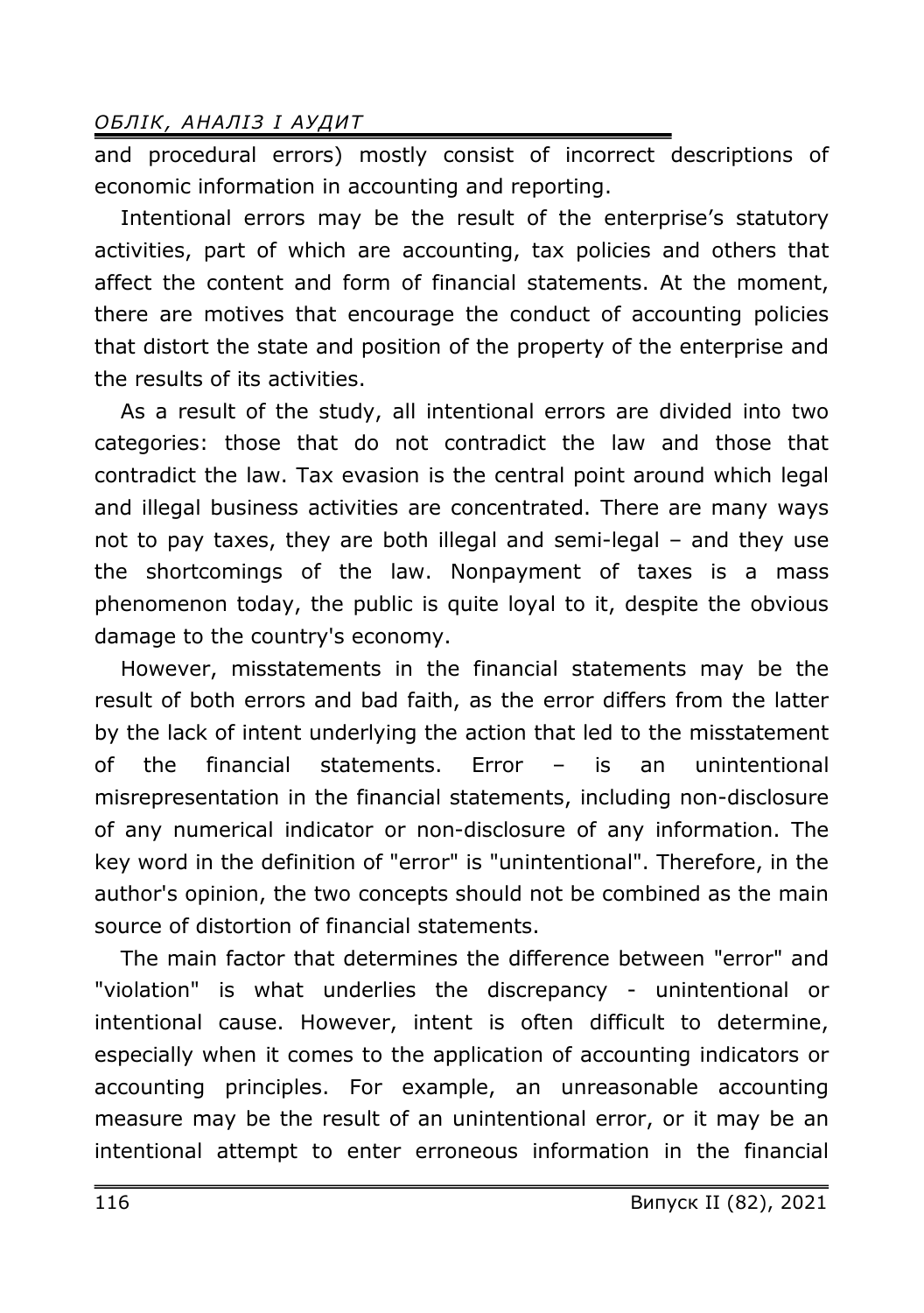and procedural errors) mostly consist of incorrect descriptions of economic information in accounting and reporting.

Intentional errors may be the result of the enterprise's statutory activities, part of which are accounting, tax policies and others that affect the content and form of financial statements. At the moment, there are motives that encourage the conduct of accounting policies that distort the state and position of the property of the enterprise and the results of its activities.

As a result of the study, all intentional errors are divided into two categories: those that do not contradict the law and those that contradict the law. Tax evasion is the central point around which legal and illegal business activities are concentrated. There are many ways not to pay taxes, they are both illegal and semi-legal – and they use the shortcomings of the law. Nonpayment of taxes is a mass phenomenon today, the public is quite loyal to it, despite the obvious damage to the country's economy.

However, misstatements in the financial statements may be the result of both errors and bad faith, as the error differs from the latter by the lack of intent underlying the action that led to the misstatement of the financial statements. Error – is an unintentional misrepresentation in the financial statements, including non-disclosure of any numerical indicator or non-disclosure of any information. The key word in the definition of "error" is "unintentional". Therefore, in the author's opinion, the two concepts should not be combined as the main source of distortion of financial statements.

The main factor that determines the difference between "error" and "violation" is what underlies the discrepancy - unintentional or intentional cause. However, intent is often difficult to determine, especially when it comes to the application of accounting indicators or accounting principles. For example, an unreasonable accounting measure may be the result of an unintentional error, or it may be an intentional attempt to enter erroneous information in the financial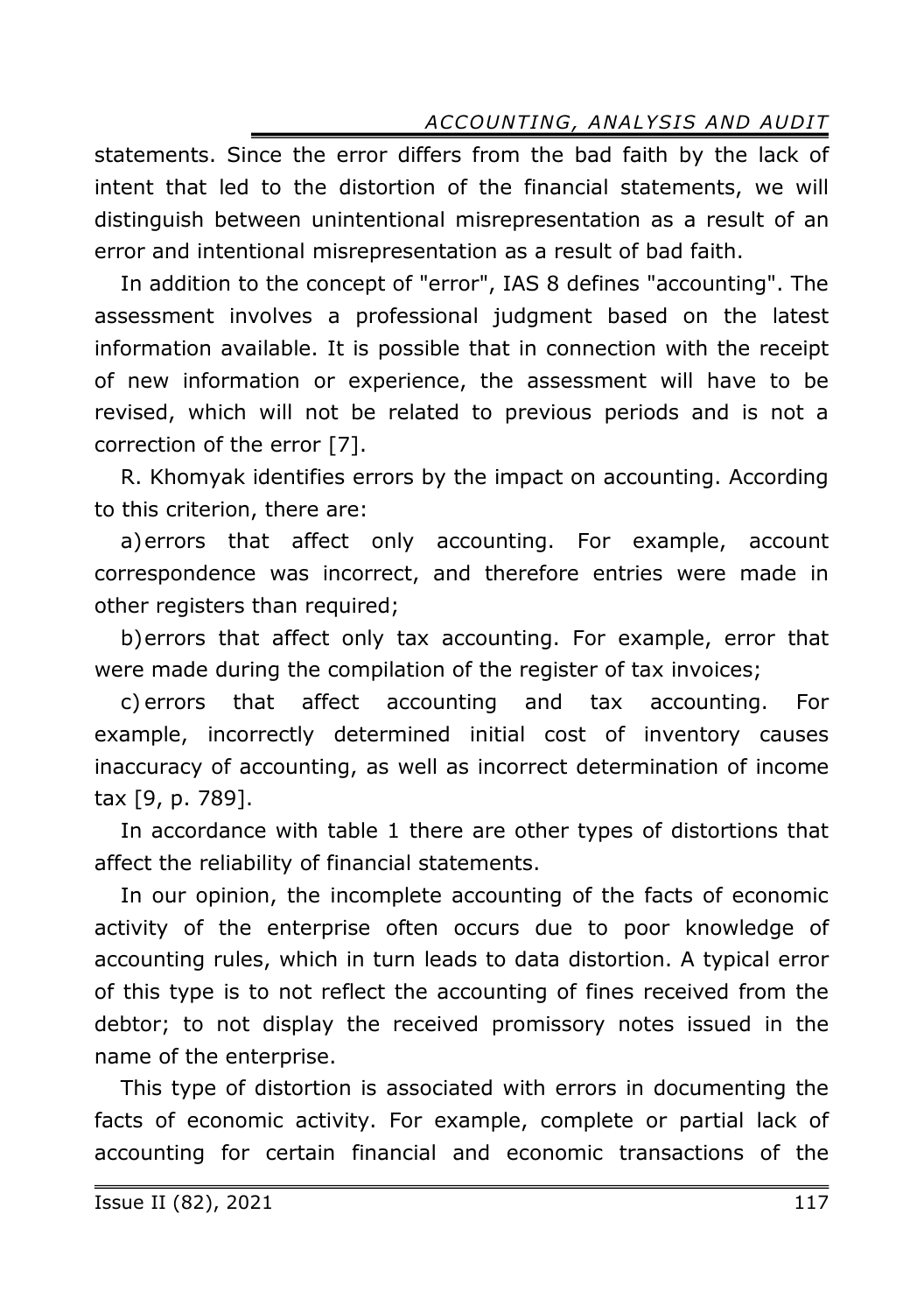statements. Since the error differs from the bad faith by the lack of intent that led to the distortion of the financial statements, we will distinguish between unintentional misrepresentation as a result of an error and intentional misrepresentation as a result of bad faith.

In addition to the concept of "error", IAS 8 defines "accounting". The assessment involves a professional judgment based on the latest information available. It is possible that in connection with the receipt of new information or experience, the assessment will have to be revised, which will not be related to previous periods and is not a correction of the error [7].

R. Khomyak identifies errors by the impact on accounting. According to this criterion, there are:

a) errors that affect only accounting. For example, account correspondence was incorrect, and therefore entries were made in other registers than required;

b) errors that affect only tax accounting. For example, error that were made during the compilation of the register of tax invoices;

c) errors that affect accounting and tax accounting. For example, incorrectly determined initial cost of inventory causes inaccuracy of accounting, as well as incorrect determination of income tax [9, p. 789].

In accordance with table 1 there are other types of distortions that affect the reliability of financial statements.

In our opinion, the incomplete accounting of the facts of economic activity of the enterprise often occurs due to poor knowledge of accounting rules, which in turn leads to data distortion. A typical error of this type is to not reflect the accounting of fines received from the debtor; to not display the received promissory notes issued in the name of the enterprise.

This type of distortion is associated with errors in documenting the facts of economic activity. For example, complete or partial lack of accounting for certain financial and economic transactions of the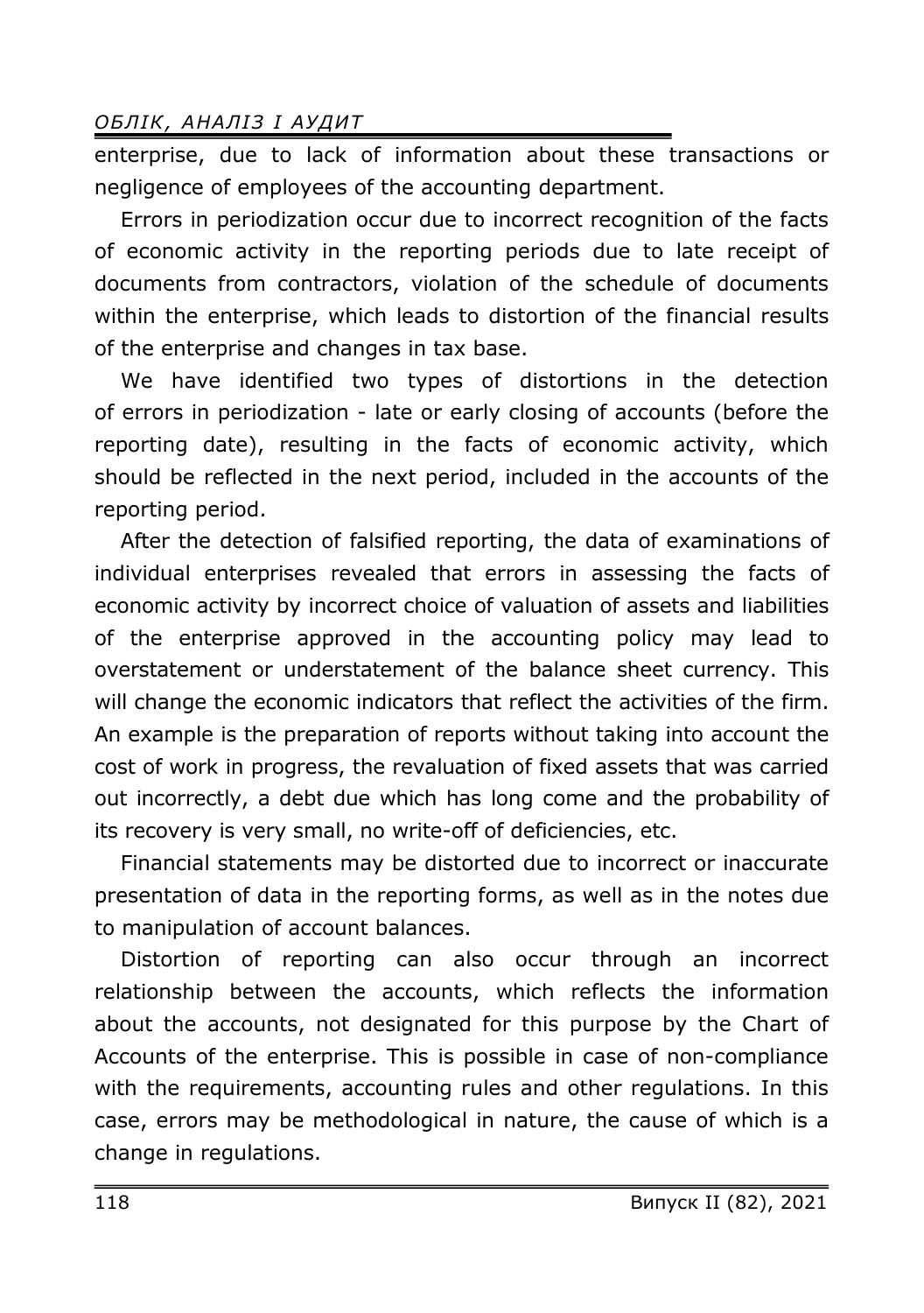enterprise, due to lack of information about these transactions or negligence of employees of the accounting department.

Errors in periodization occur due to incorrect recognition of the facts of economic activity in the reporting periods due to late receipt of documents from contractors, violation of the schedule of documents within the enterprise, which leads to distortion of the financial results of the enterprise and changes in tax base.

We have identified two types of distortions in the detection of errors in periodization - late or early closing of accounts (before the reporting date), resulting in the facts of economic activity, which should be reflected in the next period, included in the accounts of the reporting period.

After the detection of falsified reporting, the data of examinations of individual enterprises revealed that errors in assessing the facts of economic activity by incorrect choice of valuation of assets and liabilities of the enterprise approved in the accounting policy may lead to overstatement or understatement of the balance sheet currency. This will change the economic indicators that reflect the activities of the firm. An example is the preparation of reports without taking into account the cost of work in progress, the revaluation of fixed assets that was carried out incorrectly, a debt due which has long come and the probability of its recovery is very small, no write-off of deficiencies, etc.

Financial statements may be distorted due to incorrect or inaccurate presentation of data in the reporting forms, as well as in the notes due to manipulation of account balances.

Distortion of reporting can also occur through an incorrect relationship between the accounts, which reflects the information about the accounts, not designated for this purpose by the Chart of Accounts of the enterprise. This is possible in case of non-compliance with the requirements, accounting rules and other regulations. In this case, errors may be methodological in nature, the cause of which is a change in regulations.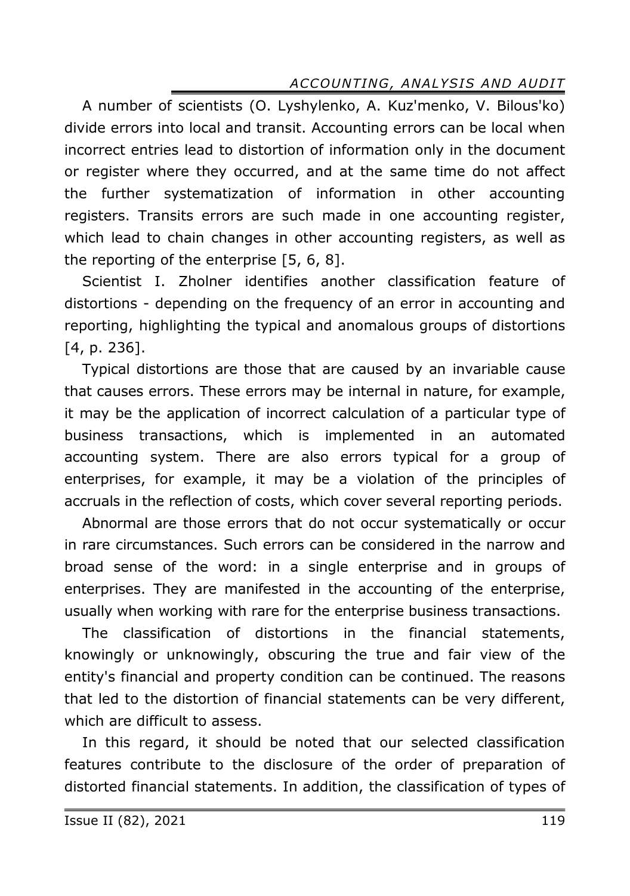A number of scientists (O. Lyshylenko, A. Kuz'menko, V. Bilous'ko) divide errors into local and transit. Accounting errors can be local when incorrect entries lead to distortion of information only in the document or register where they occurred, and at the same time do not affect the further systematization of information in other accounting registers. Transits errors are such made in one accounting register, which lead to chain changes in other accounting registers, as well as the reporting of the enterprise [5, 6, 8].

Scientist I. Zholner identifies another classification feature of distortions - depending on the frequency of an error in accounting and reporting, highlighting the typical and anomalous groups of distortions [4, p. 236].

Typical distortions are those that are caused by an invariable cause that causes errors. These errors may be internal in nature, for example, it may be the application of incorrect calculation of a particular type of business transactions, which is implemented in an automated accounting system. There are also errors typical for a group of enterprises, for example, it may be a violation of the principles of accruals in the reflection of costs, which cover several reporting periods.

Abnormal are those errors that do not occur systematically or occur in rare circumstances. Such errors can be considered in the narrow and broad sense of the word: in a single enterprise and in groups of enterprises. They are manifested in the accounting of the enterprise, usually when working with rare for the enterprise business transactions.

The classification of distortions in the financial statements, knowingly or unknowingly, obscuring the true and fair view of the entity's financial and property condition can be continued. The reasons that led to the distortion of financial statements can be very different, which are difficult to assess.

In this regard, it should be noted that our selected classification features contribute to the disclosure of the order of preparation of distorted financial statements. In addition, the classification of types of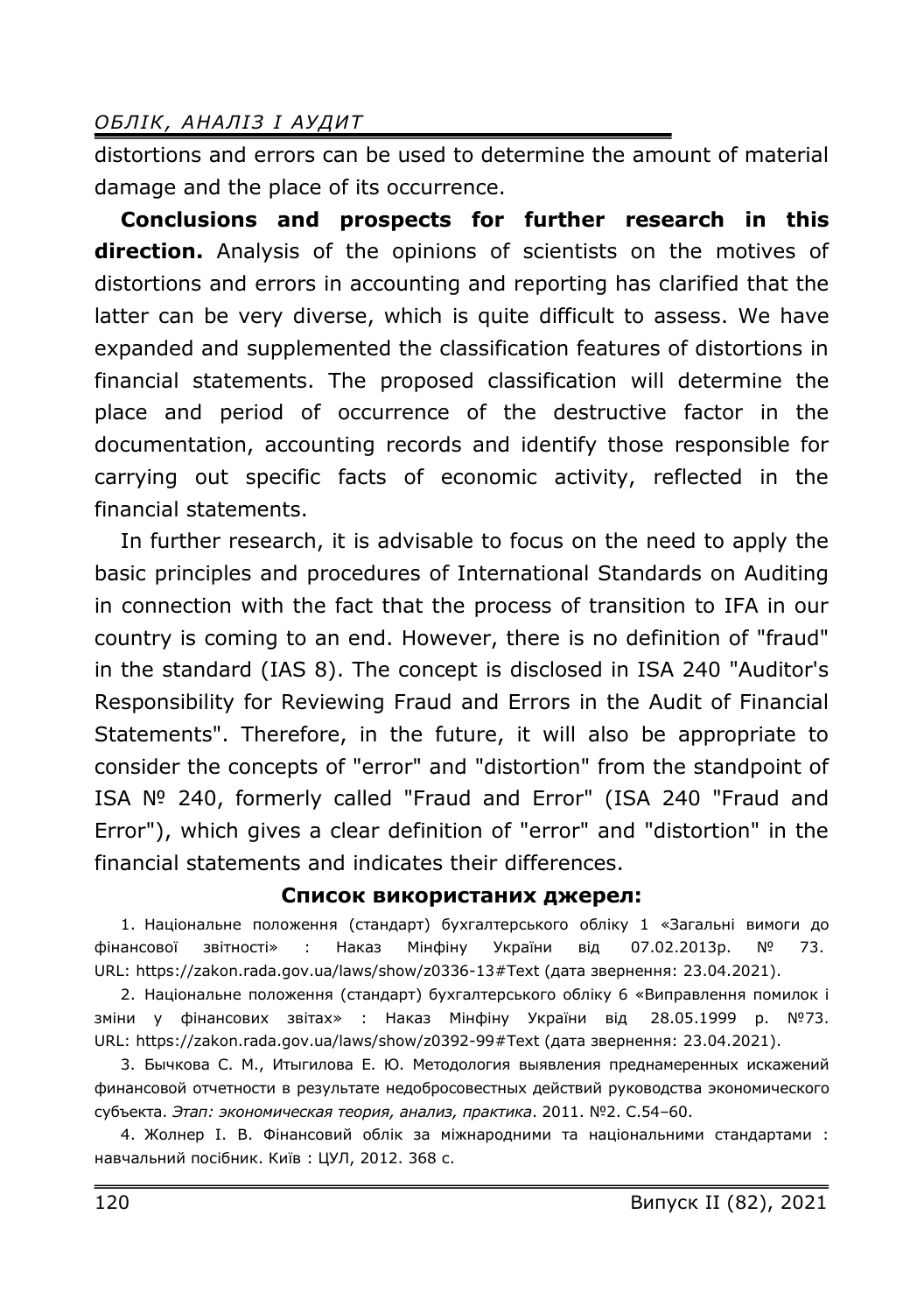distortions and errors can be used to determine the amount of material damage and the place of its occurrence.

**Conclusions and prospects for further research in this direction.** Analysis of the opinions of scientists on the motives of distortions and errors in accounting and reporting has clarified that the latter can be very diverse, which is quite difficult to assess. We have expanded and supplemented the classification features of distortions in financial statements. The proposed classification will determine the place and period of occurrence of the destructive factor in the documentation, accounting records and identify those responsible for carrying out specific facts of economic activity, reflected in the financial statements.

In further research, it is advisable to focus on the need to apply the basic principles and procedures of International Standards on Auditing in connection with the fact that the process of transition to IFA in our country is coming to an end. However, there is no definition of "fraud" in the standard (IAS 8). The concept is disclosed in ISA 240 "Auditor's Responsibility for Reviewing Fraud and Errors in the Audit of Financial Statements". Therefore, in the future, it will also be appropriate to consider the concepts of "error" and "distortion" from the standpoint of ISA № 240, formerly called "Fraud and Error" (ISA 240 "Fraud and Error"), which gives a clear definition of "error" and "distortion" in the financial statements and indicates their differences.

## Список використаних джерел:

1. Національне положення (стандарт) бухгалтерського обліку 1 «Загальні вимоги до фінансової звітності» : Наказ Мінфіну України від 07.02.2013р. № 73. URL: https://zakon.rada.gov.ua/laws/show/z0336-13#Text (дата звернення: 23.04.2021).
2. Національне положення (стандарт) бухгалтерського обліку 6 «Виправлення помилок і зміни у фінансових звітах» : Наказ Мінфіну України від 28.05.1999 р. №73. URL: https://zakon.rada.gov.ua/laws/show/z0392-99#Text (дата звернення: 23.04.2021).
3. Бычкова С. М., Итыгилова Е. Ю. Методология выявления преднамеренных искажений финансовой отчетности в результате недобросовестных действий руководства экономического субъекта. *Этап: экономическая теория, анализ, практика*. 2011. №2. С.54–60.
4. Жолнер І. В. Фінансовий облік за міжнародними та національними стандартами : навчальний посібник. Київ : ЦУЛ, 2012. 368 с.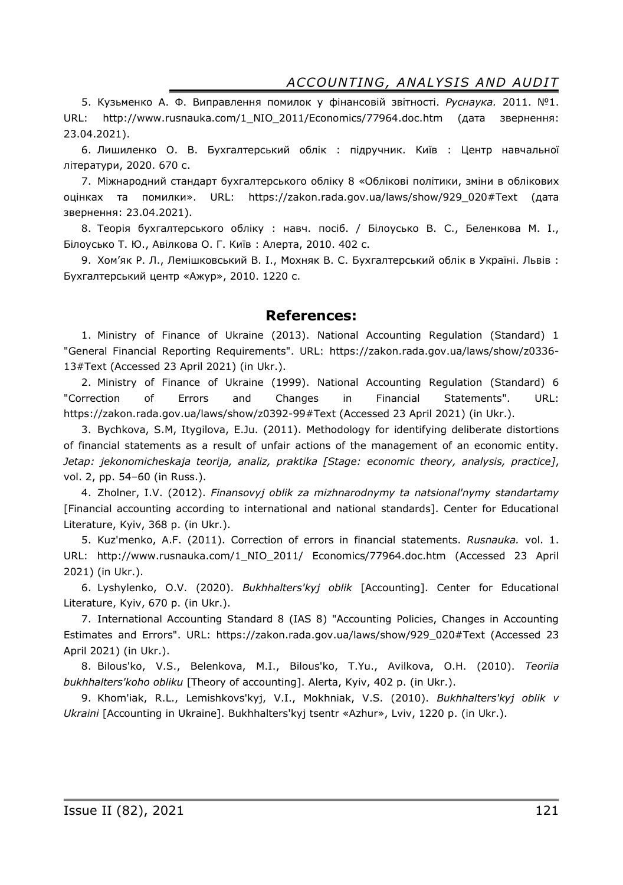5. Кузьменко А. Ф. Виправлення помилок у фінансовій звітності. *Руснаука.* 2011. №1. URL: http://www.rusnauka.com/1_NIO_2011/Economics/77964.doc.htm (дата звернення: 23.04.2021).

6. Лишиленко О. В. Бухгалтерський облік : підручник. Київ : Центр навчальної літератури, 2020. 670 с.

7. Міжнародний стандарт бухгалтерського обліку 8 «Облікові політики, зміни в облікових оцінках та помилки». URL: https://zakon.rada.gov.ua/laws/show/929_020#Text (дата звернення: 23.04.2021).

8. Теорія бухгалтерського обліку : навч. посіб. / Білоусько В. С., Беленкова М. І., Білоусько Т. Ю., Авілкова О. Г. Київ : Алерта, 2010. 402 с.

9. Хом'як Р. Л., Лемішковський В. І., Мохняк В. С. Бухгалтерський облік в Україні. Львів : Бухгалтерський центр «Ажур», 2010. 1220 с.

## References:

1. Ministry of Finance of Ukraine (2013). National Accounting Regulation (Standard) 1 "General Financial Reporting Requirements". URL: https://zakon.rada.gov.ua/laws/show/z0336-13#Text (Accessed 23 April 2021) (in Ukr.).

2. Ministry of Finance of Ukraine (1999). National Accounting Regulation (Standard) 6 "Correction of Errors and Changes in Financial Statements". URL: https://zakon.rada.gov.ua/laws/show/z0392-99#Text (Accessed 23 April 2021) (in Ukr.).

3. Bychkova, S.M, Itygilova, E.Ju. (2011). Methodology for identifying deliberate distortions of financial statements as a result of unfair actions of the management of an economic entity. *Jetap: jekonomicheskaja teorija, analiz, praktika [Stage: economic theory, analysis, practice]*, vol. 2, pp. 54–60 (in Russ.).

4. Zholner, I.V. (2012). *Finansovyj oblik za mizhnarodnymy ta natsional'nymy standartamy* [Financial accounting according to international and national standards]. Center for Educational Literature, Kyiv, 368 p. (in Ukr.).

5. Kuz'menko, A.F. (2011). Correction of errors in financial statements. *Rusnauka.* vol. 1. URL: http://www.rusnauka.com/1_NIO_2011/ Economics/77964.doc.htm (Accessed 23 April 2021) (in Ukr.).

6. Lyshylenko, O.V. (2020). *Bukhhalters'kyj oblik* [Accounting]. Center for Educational Literature, Kyiv, 670 p. (in Ukr.).

7. International Accounting Standard 8 (IAS 8) "Accounting Policies, Changes in Accounting Estimates and Errors". URL: https://zakon.rada.gov.ua/laws/show/929_020#Text (Accessed 23 April 2021) (in Ukr.).

8. Bilous'ko, V.S., Belenkova, M.I., Bilous'ko, T.Yu., Avilkova, O.H. (2010). *Teoriia bukhhalters'koho obliku* [Theory of accounting]. Alerta, Kyiv, 402 p. (in Ukr.).

9. Khom'iak, R.L., Lemishkovs'kyj, V.I., Mokhniak, V.S. (2010). *Bukhhalters'kyj oblik v Ukraini* [Accounting in Ukraine]. Bukhhalters'kyj tsentr «Azhur», Lviv, 1220 p. (in Ukr.).